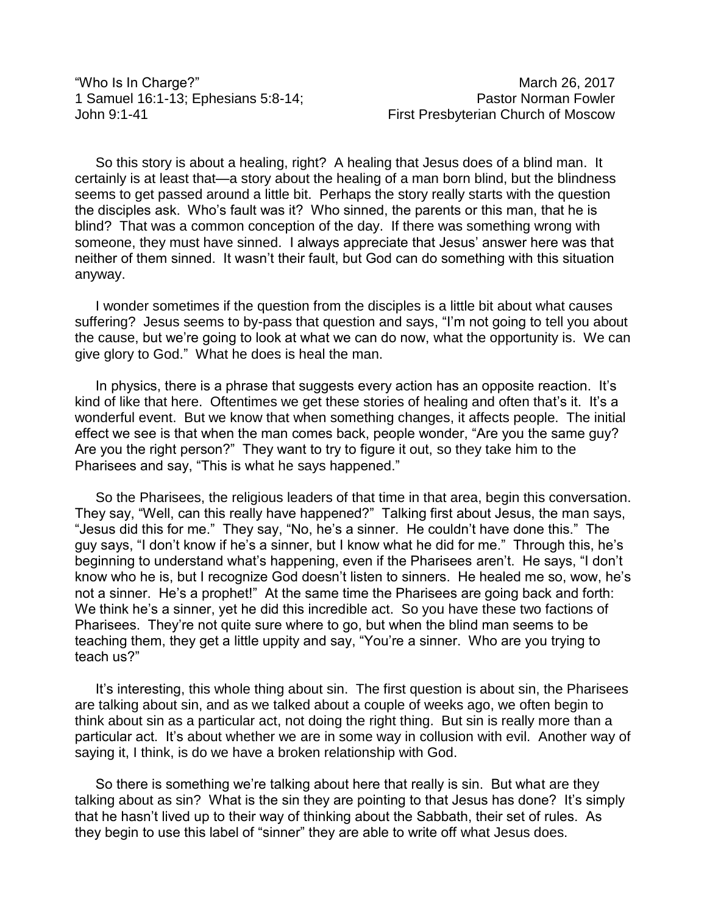"Who Is In Charge?"
1 Samuel 16:1-13; Ephesians 5:8-14;
John 9:1-41

March 26, 2017
Pastor Norman Fowler
First Presbyterian Church of Moscow

So this story is about a healing, right? A healing that Jesus does of a blind man. It certainly is at least that—a story about the healing of a man born blind, but the blindness seems to get passed around a little bit. Perhaps the story really starts with the question the disciples ask. Who's fault was it? Who sinned, the parents or this man, that he is blind? That was a common conception of the day. If there was something wrong with someone, they must have sinned. I always appreciate that Jesus' answer here was that neither of them sinned. It wasn't their fault, but God can do something with this situation anyway.

I wonder sometimes if the question from the disciples is a little bit about what causes suffering? Jesus seems to by-pass that question and says, "I'm not going to tell you about the cause, but we're going to look at what we can do now, what the opportunity is. We can give glory to God." What he does is heal the man.

In physics, there is a phrase that suggests every action has an opposite reaction. It's kind of like that here. Oftentimes we get these stories of healing and often that's it. It's a wonderful event. But we know that when something changes, it affects people. The initial effect we see is that when the man comes back, people wonder, "Are you the same guy? Are you the right person?" They want to try to figure it out, so they take him to the Pharisees and say, "This is what he says happened."

So the Pharisees, the religious leaders of that time in that area, begin this conversation. They say, "Well, can this really have happened?" Talking first about Jesus, the man says, "Jesus did this for me." They say, "No, he's a sinner. He couldn't have done this." The guy says, "I don't know if he's a sinner, but I know what he did for me." Through this, he's beginning to understand what's happening, even if the Pharisees aren't. He says, "I don't know who he is, but I recognize God doesn't listen to sinners. He healed me so, wow, he's not a sinner. He's a prophet!" At the same time the Pharisees are going back and forth: We think he's a sinner, yet he did this incredible act. So you have these two factions of Pharisees. They're not quite sure where to go, but when the blind man seems to be teaching them, they get a little uppity and say, "You're a sinner. Who are you trying to teach us?"

It's interesting, this whole thing about sin. The first question is about sin, the Pharisees are talking about sin, and as we talked about a couple of weeks ago, we often begin to think about sin as a particular act, not doing the right thing. But sin is really more than a particular act. It's about whether we are in some way in collusion with evil. Another way of saying it, I think, is do we have a broken relationship with God.

So there is something we're talking about here that really is sin. But what are they talking about as sin? What is the sin they are pointing to that Jesus has done? It's simply that he hasn't lived up to their way of thinking about the Sabbath, their set of rules. As they begin to use this label of "sinner" they are able to write off what Jesus does.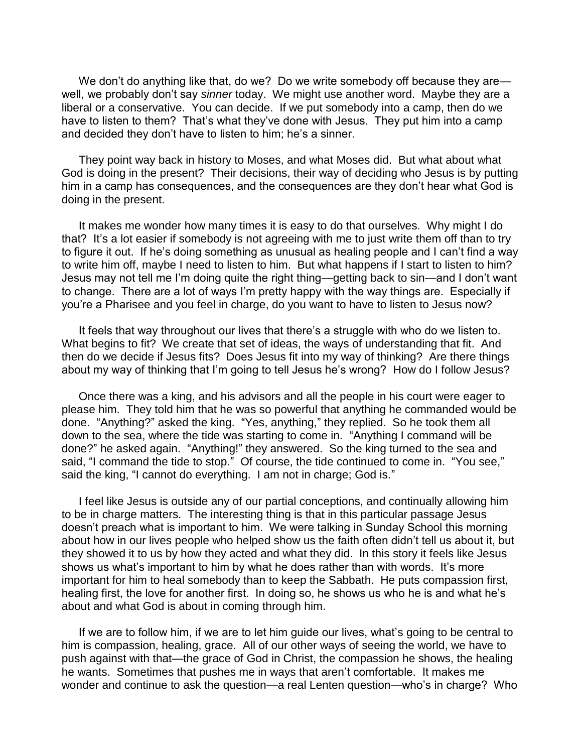We don't do anything like that, do we? Do we write somebody off because they are—well, we probably don't say *sinner* today. We might use another word. Maybe they are a liberal or a conservative. You can decide. If we put somebody into a camp, then do we have to listen to them? That's what they've done with Jesus. They put him into a camp and decided they don't have to listen to him; he's a sinner.

They point way back in history to Moses, and what Moses did. But what about what God is doing in the present? Their decisions, their way of deciding who Jesus is by putting him in a camp has consequences, and the consequences are they don't hear what God is doing in the present.

It makes me wonder how many times it is easy to do that ourselves. Why might I do that? It's a lot easier if somebody is not agreeing with me to just write them off than to try to figure it out. If he's doing something as unusual as healing people and I can't find a way to write him off, maybe I need to listen to him. But what happens if I start to listen to him? Jesus may not tell me I'm doing quite the right thing—getting back to sin—and I don't want to change. There are a lot of ways I'm pretty happy with the way things are. Especially if you're a Pharisee and you feel in charge, do you want to have to listen to Jesus now?

It feels that way throughout our lives that there's a struggle with who do we listen to. What begins to fit? We create that set of ideas, the ways of understanding that fit. And then do we decide if Jesus fits? Does Jesus fit into my way of thinking? Are there things about my way of thinking that I'm going to tell Jesus he's wrong? How do I follow Jesus?

Once there was a king, and his advisors and all the people in his court were eager to please him. They told him that he was so powerful that anything he commanded would be done. "Anything?" asked the king. "Yes, anything," they replied. So he took them all down to the sea, where the tide was starting to come in. "Anything I command will be done?" he asked again. "Anything!" they answered. So the king turned to the sea and said, "I command the tide to stop." Of course, the tide continued to come in. "You see," said the king, "I cannot do everything. I am not in charge; God is."

I feel like Jesus is outside any of our partial conceptions, and continually allowing him to be in charge matters. The interesting thing is that in this particular passage Jesus doesn't preach what is important to him. We were talking in Sunday School this morning about how in our lives people who helped show us the faith often didn't tell us about it, but they showed it to us by how they acted and what they did. In this story it feels like Jesus shows us what's important to him by what he does rather than with words. It's more important for him to heal somebody than to keep the Sabbath. He puts compassion first, healing first, the love for another first. In doing so, he shows us who he is and what he's about and what God is about in coming through him.

If we are to follow him, if we are to let him guide our lives, what's going to be central to him is compassion, healing, grace. All of our other ways of seeing the world, we have to push against with that—the grace of God in Christ, the compassion he shows, the healing he wants. Sometimes that pushes me in ways that aren't comfortable. It makes me wonder and continue to ask the question—a real Lenten question—who's in charge? Who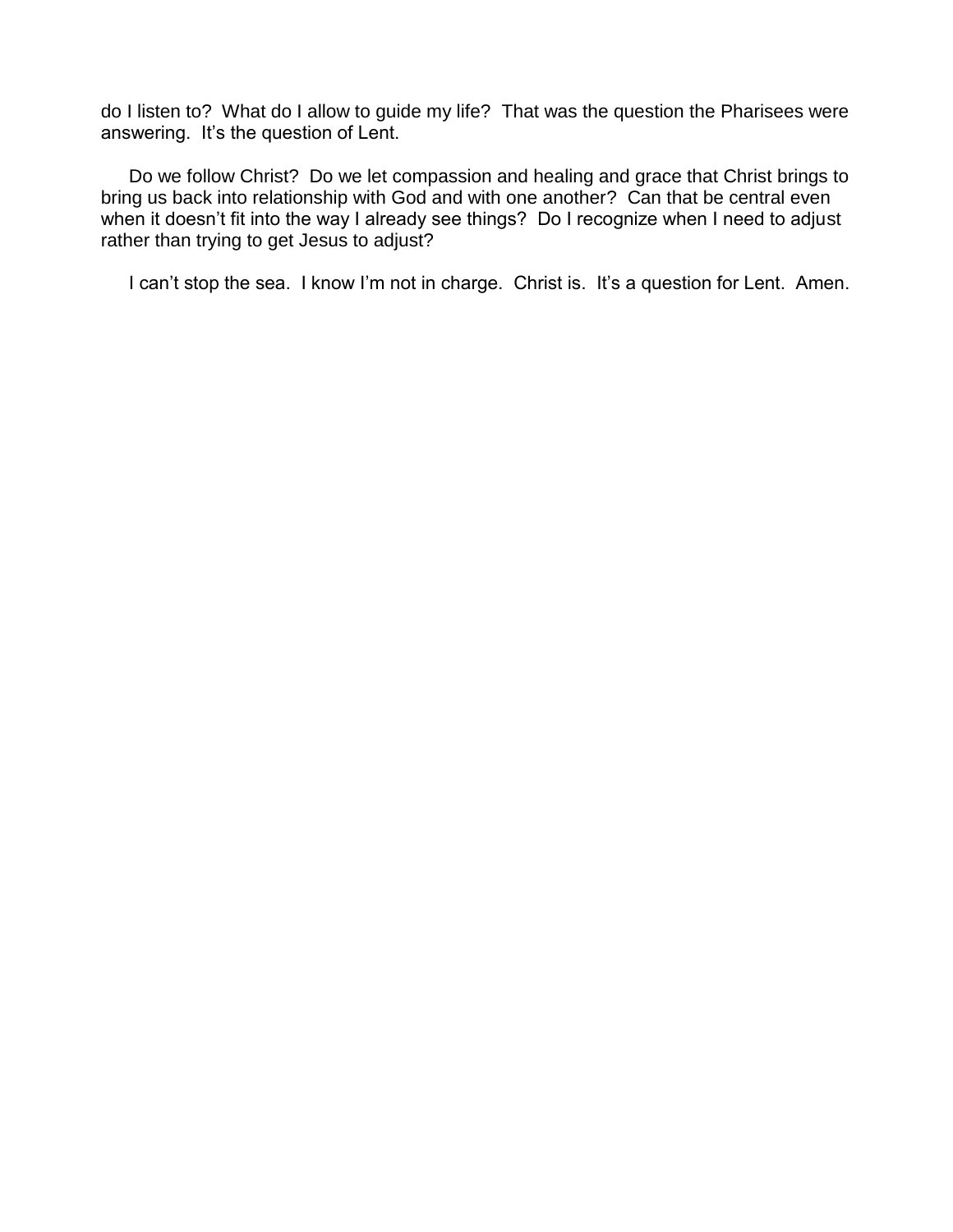do I listen to? What do I allow to guide my life? That was the question the Pharisees were answering. It's the question of Lent.

Do we follow Christ? Do we let compassion and healing and grace that Christ brings to bring us back into relationship with God and with one another? Can that be central even when it doesn't fit into the way I already see things? Do I recognize when I need to adjust rather than trying to get Jesus to adjust?

I can't stop the sea. I know I'm not in charge. Christ is. It's a question for Lent. Amen.